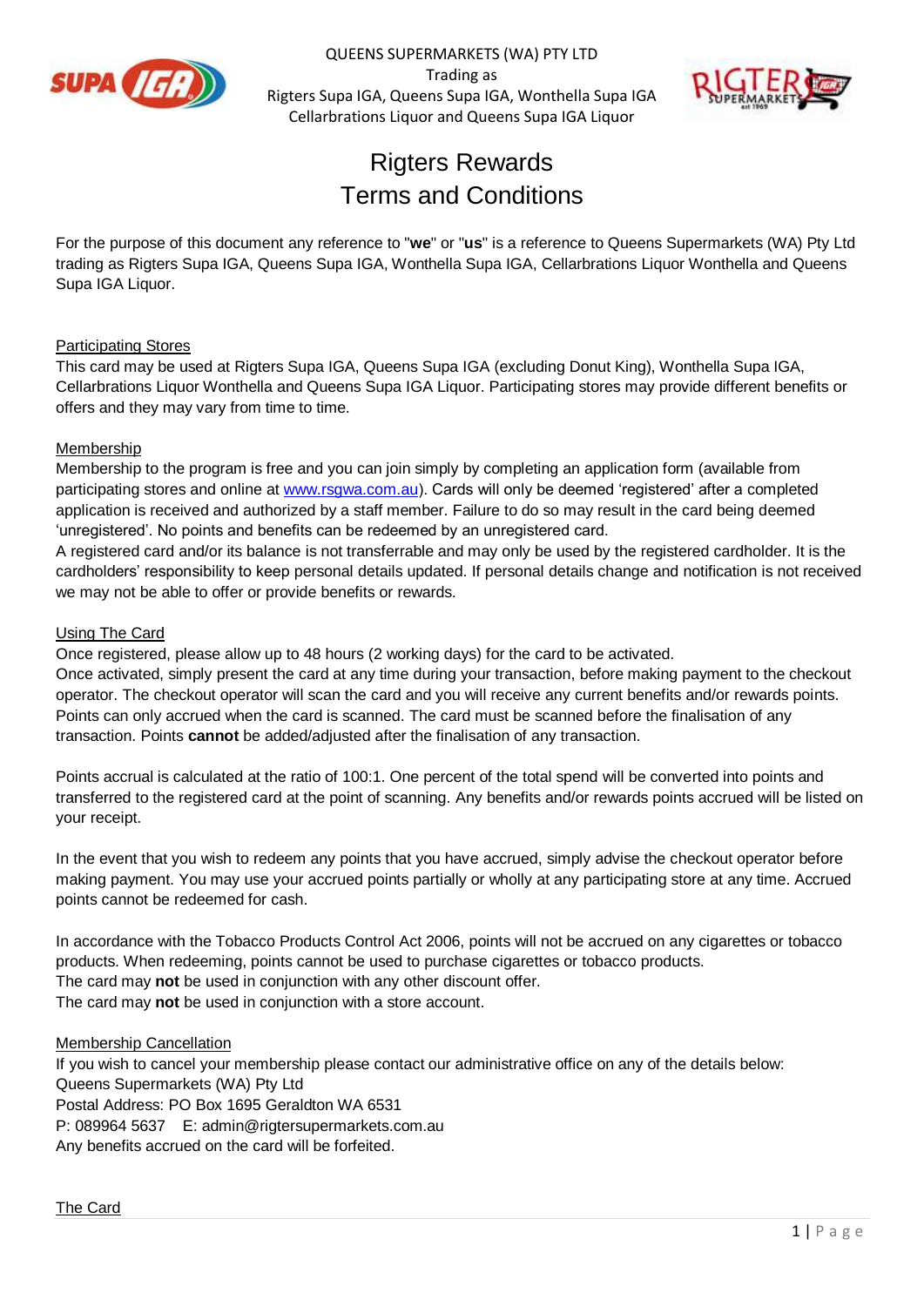QUEENS SUPERMARKETS (WA) PTY LTD
Trading as
Rigters Supa IGA, Queens Supa IGA, Wonthella Supa IGA
Cellarbrations Liquor and Queens Supa IGA Liquor

# Rigters Rewards
# Terms and Conditions

For the purpose of this document any reference to "**we**" or "**us**" is a reference to Queens Supermarkets (WA) Pty Ltd trading as Rigters Supa IGA, Queens Supa IGA, Wonthella Supa IGA, Cellarbrations Liquor Wonthella and Queens Supa IGA Liquor.

## Participating Stores

This card may be used at Rigters Supa IGA, Queens Supa IGA (excluding Donut King), Wonthella Supa IGA, Cellarbrations Liquor Wonthella and Queens Supa IGA Liquor. Participating stores may provide different benefits or offers and they may vary from time to time.

## Membership

Membership to the program is free and you can join simply by completing an application form (available from participating stores and online at www.rsgwa.com.au). Cards will only be deemed 'registered' after a completed application is received and authorized by a staff member. Failure to do so may result in the card being deemed 'unregistered'. No points and benefits can be redeemed by an unregistered card.

A registered card and/or its balance is not transferrable and may only be used by the registered cardholder. It is the cardholders' responsibility to keep personal details updated. If personal details change and notification is not received we may not be able to offer or provide benefits or rewards.

## Using The Card

Once registered, please allow up to 48 hours (2 working days) for the card to be activated.

Once activated, simply present the card at any time during your transaction, before making payment to the checkout operator. The checkout operator will scan the card and you will receive any current benefits and/or rewards points. Points can only accrued when the card is scanned. The card must be scanned before the finalisation of any transaction. Points **cannot** be added/adjusted after the finalisation of any transaction.

Points accrual is calculated at the ratio of 100:1. One percent of the total spend will be converted into points and transferred to the registered card at the point of scanning. Any benefits and/or rewards points accrued will be listed on your receipt.

In the event that you wish to redeem any points that you have accrued, simply advise the checkout operator before making payment. You may use your accrued points partially or wholly at any participating store at any time. Accrued points cannot be redeemed for cash.

In accordance with the Tobacco Products Control Act 2006, points will not be accrued on any cigarettes or tobacco products. When redeeming, points cannot be used to purchase cigarettes or tobacco products.

The card may **not** be used in conjunction with any other discount offer.

The card may **not** be used in conjunction with a store account.

## Membership Cancellation

If you wish to cancel your membership please contact our administrative office on any of the details below:

Queens Supermarkets (WA) Pty Ltd

Postal Address: PO Box 1695 Geraldton WA 6531

P: 089964 5637    E: admin@rigtersupermarkets.com.au

Any benefits accrued on the card will be forfeited.

## The Card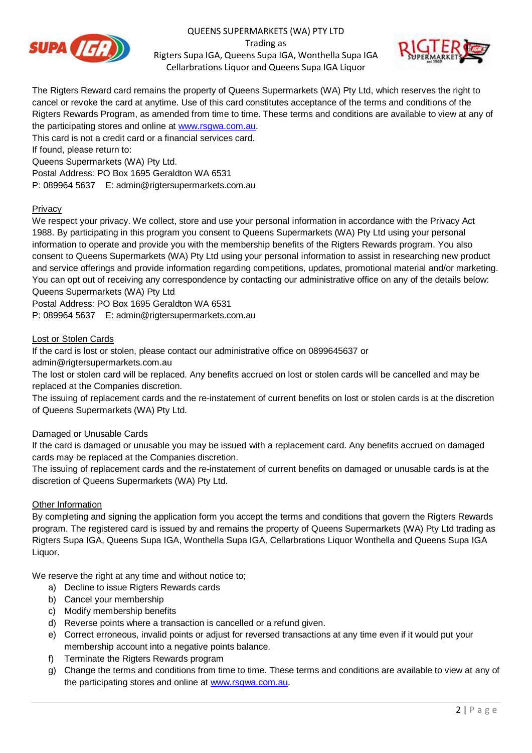QUEENS SUPERMARKETS (WA) PTY LTD
Trading as
Rigters Supa IGA, Queens Supa IGA, Wonthella Supa IGA
Cellarbrations Liquor and Queens Supa IGA Liquor

The Rigters Reward card remains the property of Queens Supermarkets (WA) Pty Ltd, which reserves the right to cancel or revoke the card at anytime. Use of this card constitutes acceptance of the terms and conditions of the Rigters Rewards Program, as amended from time to time. These terms and conditions are available to view at any of the participating stores and online at [www.rsgwa.com.au](http://www.rsgwa.com.au).
This card is not a credit card or a financial services card.
If found, please return to:
Queens Supermarkets (WA) Pty Ltd.
Postal Address: PO Box 1695 Geraldton WA 6531
P: 089964 5637    E: admin@rigtersupermarkets.com.au

## Privacy

We respect your privacy. We collect, store and use your personal information in accordance with the Privacy Act 1988. By participating in this program you consent to Queens Supermarkets (WA) Pty Ltd using your personal information to operate and provide you with the membership benefits of the Rigters Rewards program. You also consent to Queens Supermarkets (WA) Pty Ltd using your personal information to assist in researching new product and service offerings and provide information regarding competitions, updates, promotional material and/or marketing. You can opt out of receiving any correspondence by contacting our administrative office on any of the details below:
Queens Supermarkets (WA) Pty Ltd
Postal Address: PO Box 1695 Geraldton WA 6531
P: 089964 5637    E: admin@rigtersupermarkets.com.au

## Lost or Stolen Cards

If the card is lost or stolen, please contact our administrative office on 0899645637 or admin@rigtersupermarkets.com.au
The lost or stolen card will be replaced. Any benefits accrued on lost or stolen cards will be cancelled and may be replaced at the Companies discretion.
The issuing of replacement cards and the re-instatement of current benefits on lost or stolen cards is at the discretion of Queens Supermarkets (WA) Pty Ltd.

## Damaged or Unusable Cards

If the card is damaged or unusable you may be issued with a replacement card. Any benefits accrued on damaged cards may be replaced at the Companies discretion.
The issuing of replacement cards and the re-instatement of current benefits on damaged or unusable cards is at the discretion of Queens Supermarkets (WA) Pty Ltd.

## Other Information

By completing and signing the application form you accept the terms and conditions that govern the Rigters Rewards program. The registered card is issued by and remains the property of Queens Supermarkets (WA) Pty Ltd trading as Rigters Supa IGA, Queens Supa IGA, Wonthella Supa IGA, Cellarbrations Liquor Wonthella and Queens Supa IGA Liquor.

We reserve the right at any time and without notice to;

a) Decline to issue Rigters Rewards cards
b) Cancel your membership
c) Modify membership benefits
d) Reverse points where a transaction is cancelled or a refund given.
e) Correct erroneous, invalid points or adjust for reversed transactions at any time even if it would put your membership account into a negative points balance.
f) Terminate the Rigters Rewards program
g) Change the terms and conditions from time to time. These terms and conditions are available to view at any of the participating stores and online at [www.rsgwa.com.au](http://www.rsgwa.com.au).